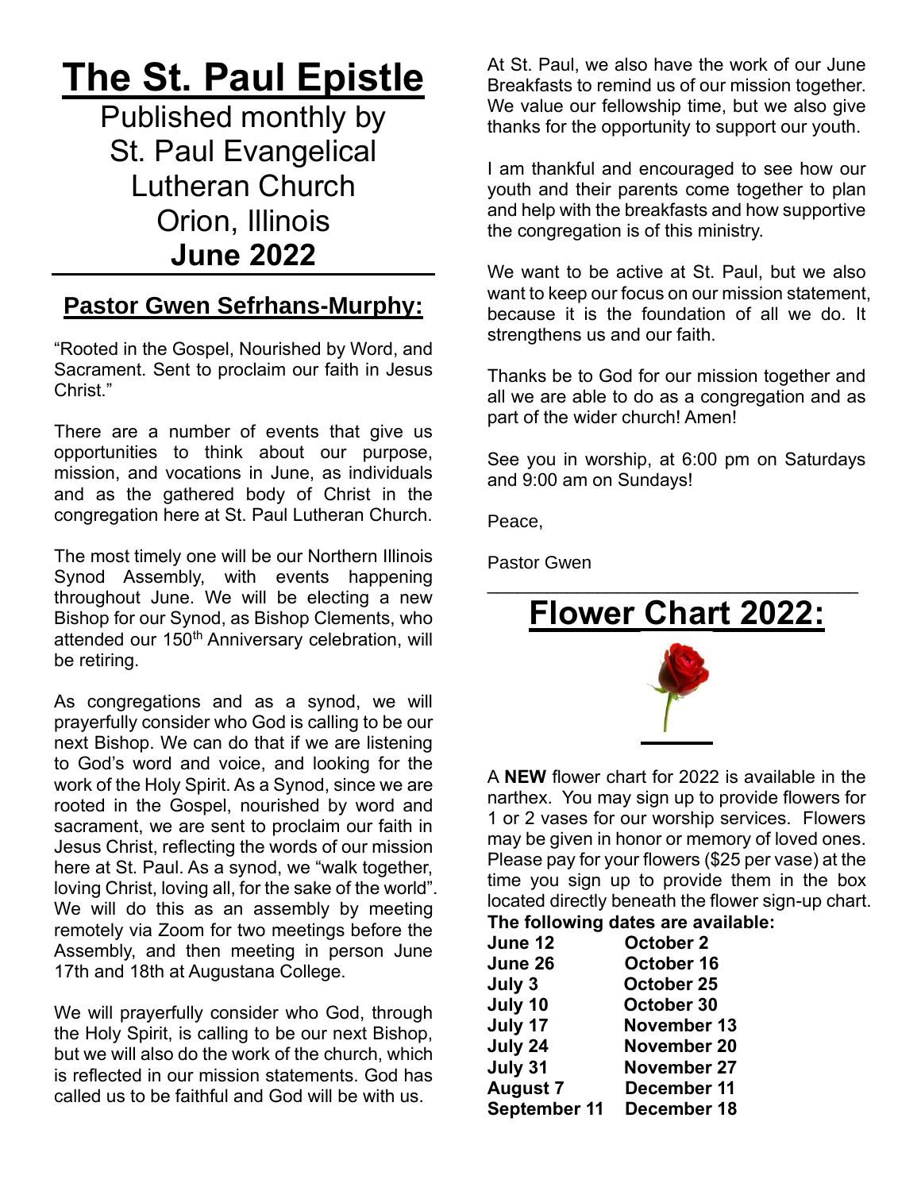# The St. Paul Epistle

Published monthly by
St. Paul Evangelical
Lutheran Church
Orion, Illinois
**June 2022**

## Pastor Gwen Sefrhans-Murphy:

"Rooted in the Gospel, Nourished by Word, and Sacrament. Sent to proclaim our faith in Jesus Christ."

There are a number of events that give us opportunities to think about our purpose, mission, and vocations in June, as individuals and as the gathered body of Christ in the congregation here at St. Paul Lutheran Church.

The most timely one will be our Northern Illinois Synod Assembly, with events happening throughout June. We will be electing a new Bishop for our Synod, as Bishop Clements, who attended our 150th Anniversary celebration, will be retiring.

As congregations and as a synod, we will prayerfully consider who God is calling to be our next Bishop. We can do that if we are listening to God's word and voice, and looking for the work of the Holy Spirit. As a Synod, since we are rooted in the Gospel, nourished by word and sacrament, we are sent to proclaim our faith in Jesus Christ, reflecting the words of our mission here at St. Paul. As a synod, we "walk together, loving Christ, loving all, for the sake of the world". We will do this as an assembly by meeting remotely via Zoom for two meetings before the Assembly, and then meeting in person June 17th and 18th at Augustana College.

We will prayerfully consider who God, through the Holy Spirit, is calling to be our next Bishop, but we will also do the work of the church, which is reflected in our mission statements. God has called us to be faithful and God will be with us.

At St. Paul, we also have the work of our June Breakfasts to remind us of our mission together. We value our fellowship time, but we also give thanks for the opportunity to support our youth.

I am thankful and encouraged to see how our youth and their parents come together to plan and help with the breakfasts and how supportive the congregation is of this ministry.

We want to be active at St. Paul, but we also want to keep our focus on our mission statement, because it is the foundation of all we do. It strengthens us and our faith.

Thanks be to God for our mission together and all we are able to do as a congregation and as part of the wider church! Amen!

See you in worship, at 6:00 pm on Saturdays and 9:00 am on Sundays!

Peace,

Pastor Gwen

---

## Flower Chart 2022:

A **NEW** flower chart for 2022 is available in the narthex. You may sign up to provide flowers for 1 or 2 vases for our worship services. Flowers may be given in honor or memory of loved ones. Please pay for your flowers ($25 per vase) at the time you sign up to provide them in the box located directly beneath the flower sign-up chart.

**The following dates are available:**

| | |
|---|---|
| **June 12** | **October 2** |
| **June 26** | **October 16** |
| **July 3** | **October 25** |
| **July 10** | **October 30** |
| **July 17** | **November 13** |
| **July 24** | **November 20** |
| **July 31** | **November 27** |
| **August 7** | **December 11** |
| **September 11** | **December 18** |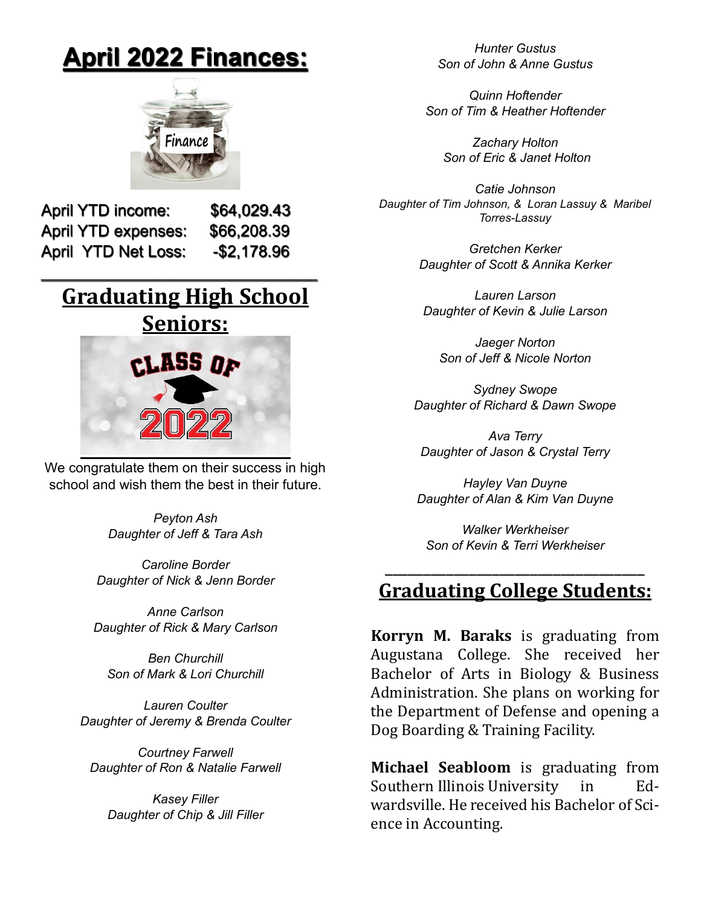# April 2022 Finances:

| | |
|---|---|
| April YTD income: | $64,029.43 |
| April YTD expenses: | $66,208.39 |
| April YTD Net Loss: | -$2,178.96 |

## Graduating High School Seniors:

We congratulate them on their success in high school and wish them the best in their future.

*Peyton Ash*
*Daughter of Jeff & Tara Ash*

*Caroline Border*
*Daughter of Nick & Jenn Border*

*Anne Carlson*
*Daughter of Rick & Mary Carlson*

*Ben Churchill*
*Son of Mark & Lori Churchill*

*Lauren Coulter*
*Daughter of Jeremy & Brenda Coulter*

*Courtney Farwell*
*Daughter of Ron & Natalie Farwell*

*Kasey Filler*
*Daughter of Chip & Jill Filler*

*Hunter Gustus*
*Son of John & Anne Gustus*

*Quinn Hoftender*
*Son of Tim & Heather Hoftender*

*Zachary Holton*
*Son of Eric & Janet Holton*

*Catie Johnson*
*Daughter of Tim Johnson, & Loran Lassuy & Maribel Torres-Lassuy*

*Gretchen Kerker*
*Daughter of Scott & Annika Kerker*

*Lauren Larson*
*Daughter of Kevin & Julie Larson*

*Jaeger Norton*
*Son of Jeff & Nicole Norton*

*Sydney Swope*
*Daughter of Richard & Dawn Swope*

*Ava Terry*
*Daughter of Jason & Crystal Terry*

*Hayley Van Duyne*
*Daughter of Alan & Kim Van Duyne*

*Walker Werkheiser*
*Son of Kevin & Terri Werkheiser*

## Graduating College Students:

**Korryn M. Baraks** is graduating from Augustana College. She received her Bachelor of Arts in Biology & Business Administration. She plans on working for the Department of Defense and opening a Dog Boarding & Training Facility.

**Michael Seabloom** is graduating from Southern Illinois University in Edwardsville. He received his Bachelor of Science in Accounting.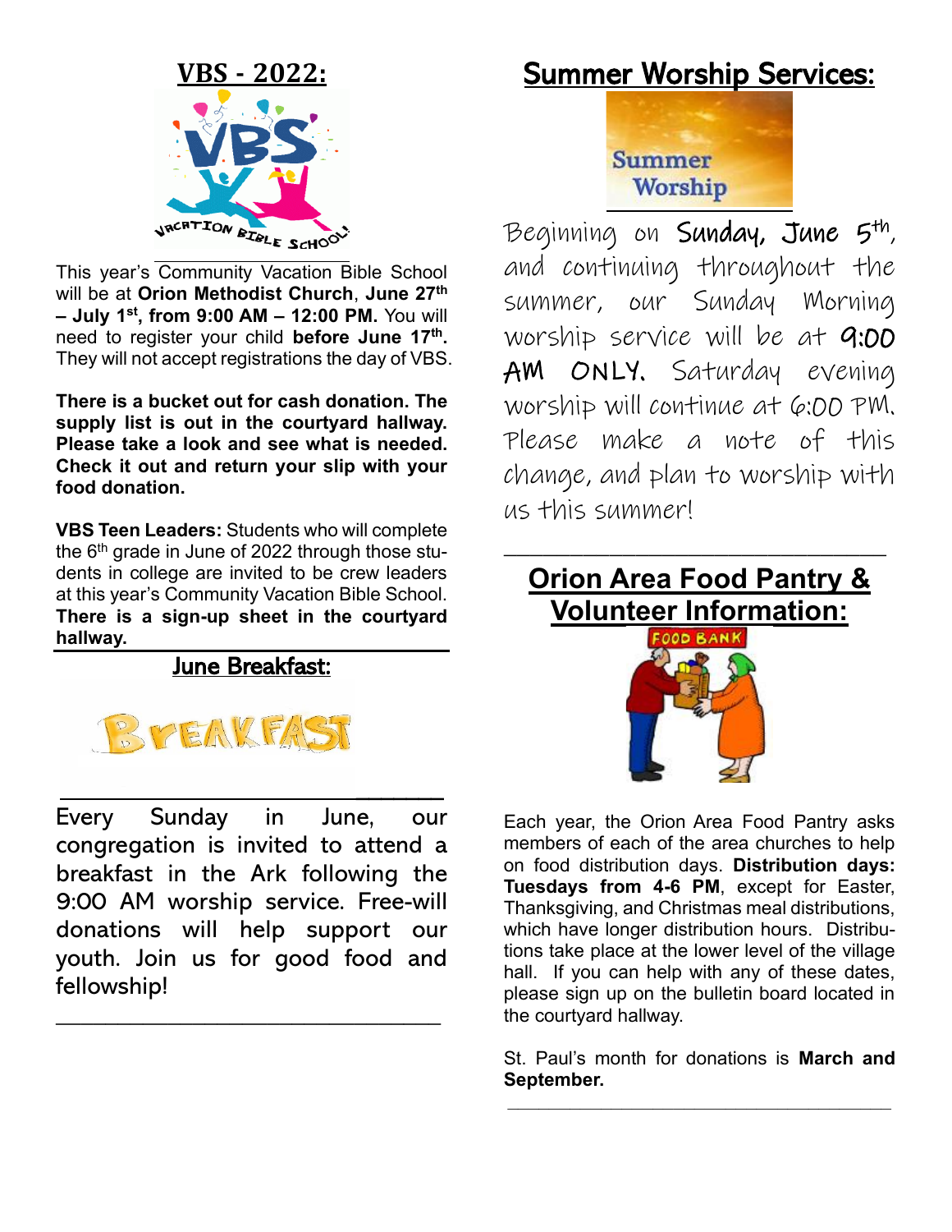## VBS - 2022:

This year's Community Vacation Bible School will be at **Orion Methodist Church**, **June 27th – July 1st, from 9:00 AM – 12:00 PM.** You will need to register your child **before June 17th.** They will not accept registrations the day of VBS.

**There is a bucket out for cash donation. The supply list is out in the courtyard hallway. Please take a look and see what is needed. Check it out and return your slip with your food donation.**

**VBS Teen Leaders:** Students who will complete the 6th grade in June of 2022 through those students in college are invited to be crew leaders at this year's Community Vacation Bible School. **There is a sign-up sheet in the courtyard hallway.**

## June Breakfast:

Every Sunday in June, our congregation is invited to attend a breakfast in the Ark following the 9:00 AM worship service. Free-will donations will help support our youth. Join us for good food and fellowship!

## Summer Worship Services:

Beginning on **Sunday, June 5th**, and continuing throughout the summer, our Sunday Morning worship service will be at **9:00 AM ONLY.** Saturday evening worship will continue at 6:00 PM. Please make a note of this change, and plan to worship with us this summer!

## Orion Area Food Pantry & Volunteer Information:

Each year, the Orion Area Food Pantry asks members of each of the area churches to help on food distribution days. **Distribution days: Tuesdays from 4-6 PM**, except for Easter, Thanksgiving, and Christmas meal distributions, which have longer distribution hours. Distributions take place at the lower level of the village hall. If you can help with any of these dates, please sign up on the bulletin board located in the courtyard hallway.

St. Paul's month for donations is **March and September.**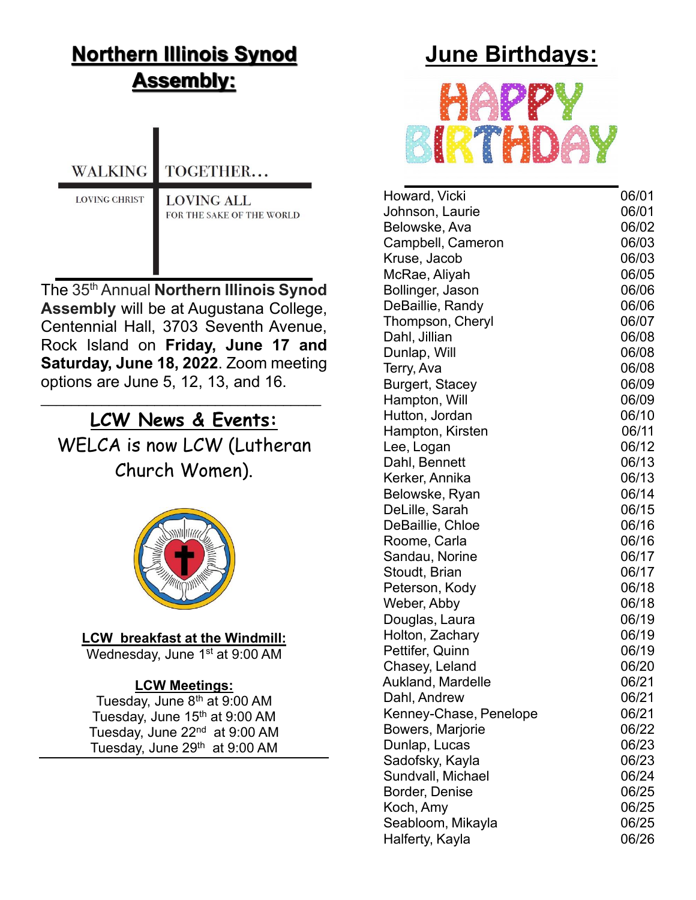## Northern Illinois Synod Assembly:

WALKING TOGETHER…

LOVING CHRIST LOVING ALL

FOR THE SAKE OF THE WORLD

The 35th Annual **Northern Illinois Synod Assembly** will be at Augustana College, Centennial Hall, 3703 Seventh Avenue, Rock Island on **Friday, June 17 and Saturday, June 18, 2022**. Zoom meeting options are June 5, 12, 13, and 16.

---

## LCW News & Events:

WELCA is now LCW (Lutheran Church Women).

**LCW breakfast at the Windmill:**
Wednesday, June 1st at 9:00 AM

**LCW Meetings:**
Tuesday, June 8th at 9:00 AM
Tuesday, June 15th at 9:00 AM
Tuesday, June 22nd at 9:00 AM
Tuesday, June 29th at 9:00 AM

## June Birthdays:

HAPPY BIRTHDAY

| | |
|---|---|
| Howard, Vicki | 06/01 |
| Johnson, Laurie | 06/01 |
| Belowske, Ava | 06/02 |
| Campbell, Cameron | 06/03 |
| Kruse, Jacob | 06/03 |
| McRae, Aliyah | 06/05 |
| Bollinger, Jason | 06/06 |
| DeBaillie, Randy | 06/06 |
| Thompson, Cheryl | 06/07 |
| Dahl, Jillian | 06/08 |
| Dunlap, Will | 06/08 |
| Terry, Ava | 06/08 |
| Burgert, Stacey | 06/09 |
| Hampton, Will | 06/09 |
| Hutton, Jordan | 06/10 |
| Hampton, Kirsten | 06/11 |
| Lee, Logan | 06/12 |
| Dahl, Bennett | 06/13 |
| Kerker, Annika | 06/13 |
| Belowske, Ryan | 06/14 |
| DeLille, Sarah | 06/15 |
| DeBaillie, Chloe | 06/16 |
| Roome, Carla | 06/16 |
| Sandau, Norine | 06/17 |
| Stoudt, Brian | 06/17 |
| Peterson, Kody | 06/18 |
| Weber, Abby | 06/18 |
| Douglas, Laura | 06/19 |
| Holton, Zachary | 06/19 |
| Pettifer, Quinn | 06/19 |
| Chasey, Leland | 06/20 |
| Aukland, Mardelle | 06/21 |
| Dahl, Andrew | 06/21 |
| Kenney-Chase, Penelope | 06/21 |
| Bowers, Marjorie | 06/22 |
| Dunlap, Lucas | 06/23 |
| Sadofsky, Kayla | 06/23 |
| Sundvall, Michael | 06/24 |
| Border, Denise | 06/25 |
| Koch, Amy | 06/25 |
| Seabloom, Mikayla | 06/25 |
| Halferty, Kayla | 06/26 |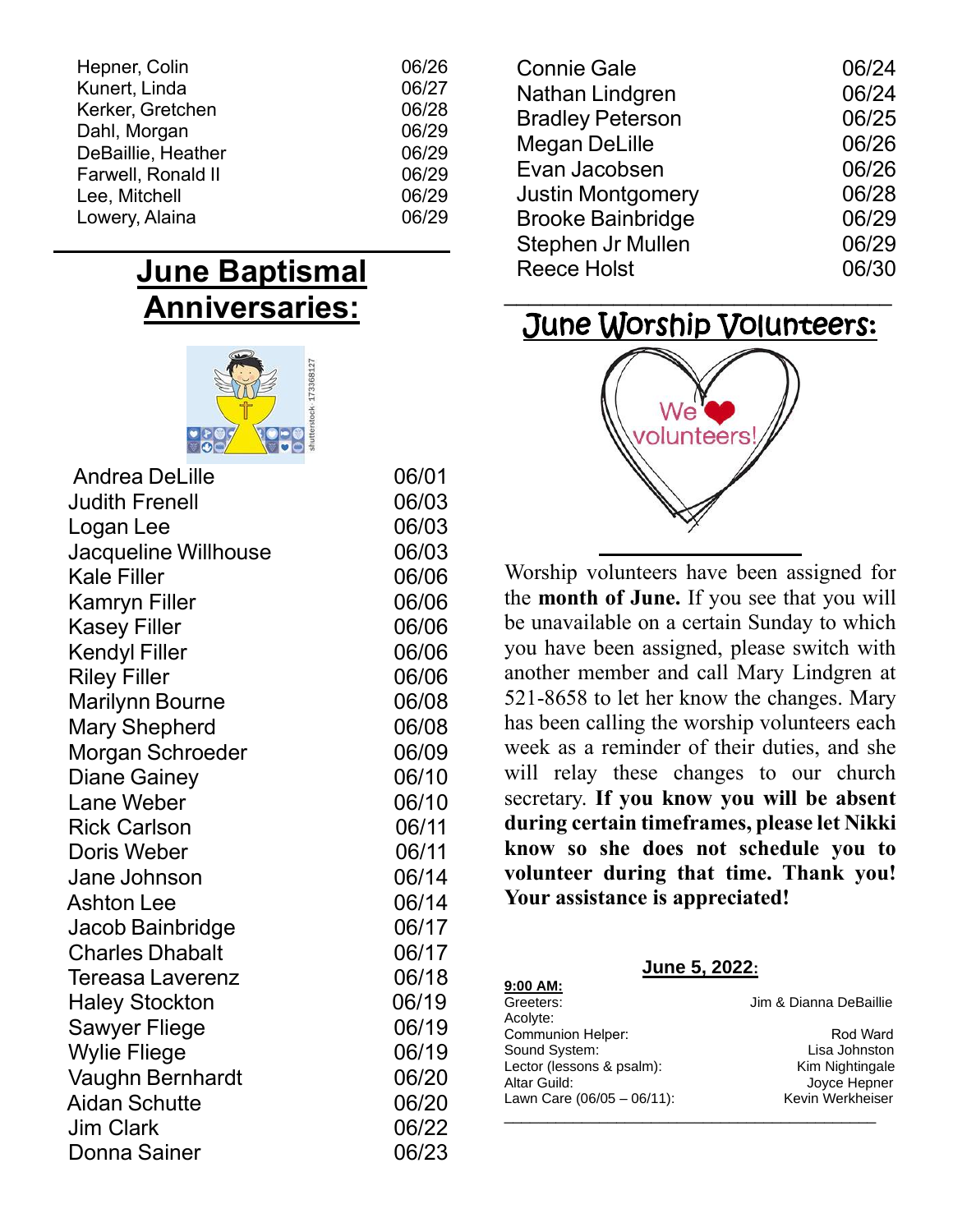| | |
|---|---|
| Hepner, Colin | 06/26 |
| Kunert, Linda | 06/27 |
| Kerker, Gretchen | 06/28 |
| Dahl, Morgan | 06/29 |
| DeBaillie, Heather | 06/29 |
| Farwell, Ronald II | 06/29 |
| Lee, Mitchell | 06/29 |
| Lowery, Alaina | 06/29 |

## June Baptismal Anniversaries:

| | |
|---|---|
| Andrea DeLille | 06/01 |
| Judith Frenell | 06/03 |
| Logan Lee | 06/03 |
| Jacqueline Willhouse | 06/03 |
| Kale Filler | 06/06 |
| Kamryn Filler | 06/06 |
| Kasey Filler | 06/06 |
| Kendyl Filler | 06/06 |
| Riley Filler | 06/06 |
| Marilynn Bourne | 06/08 |
| Mary Shepherd | 06/08 |
| Morgan Schroeder | 06/09 |
| Diane Gainey | 06/10 |
| Lane Weber | 06/10 |
| Rick Carlson | 06/11 |
| Doris Weber | 06/11 |
| Jane Johnson | 06/14 |
| Ashton Lee | 06/14 |
| Jacob Bainbridge | 06/17 |
| Charles Dhabalt | 06/17 |
| Tereasa Laverenz | 06/18 |
| Haley Stockton | 06/19 |
| Sawyer Fliege | 06/19 |
| Wylie Fliege | 06/19 |
| Vaughn Bernhardt | 06/20 |
| Aidan Schutte | 06/20 |
| Jim Clark | 06/22 |
| Donna Sainer | 06/23 |
| Connie Gale | 06/24 |
| Nathan Lindgren | 06/24 |
| Bradley Peterson | 06/25 |
| Megan DeLille | 06/26 |
| Evan Jacobsen | 06/26 |
| Justin Montgomery | 06/28 |
| Brooke Bainbridge | 06/29 |
| Stephen Jr Mullen | 06/29 |
| Reece Holst | 06/30 |

## June Worship Volunteers:

We ❤ volunteers!

Worship volunteers have been assigned for the **month of June.** If you see that you will be unavailable on a certain Sunday to which you have been assigned, please switch with another member and call Mary Lindgren at 521-8658 to let her know the changes. Mary has been calling the worship volunteers each week as a reminder of their duties, and she will relay these changes to our church secretary. **If you know you will be absent during certain timeframes, please let Nikki know so she does not schedule you to volunteer during that time. Thank you! Your assistance is appreciated!**

### June 5, 2022:

**9:00 AM:**

| | |
|---|---|
| Greeters: | Jim & Dianna DeBaillie |
| Acolyte: | |
| Communion Helper: | Rod Ward |
| Sound System: | Lisa Johnston |
| Lector (lessons & psalm): | Kim Nightingale |
| Altar Guild: | Joyce Hepner |
| Lawn Care (06/05 – 06/11): | Kevin Werkheiser |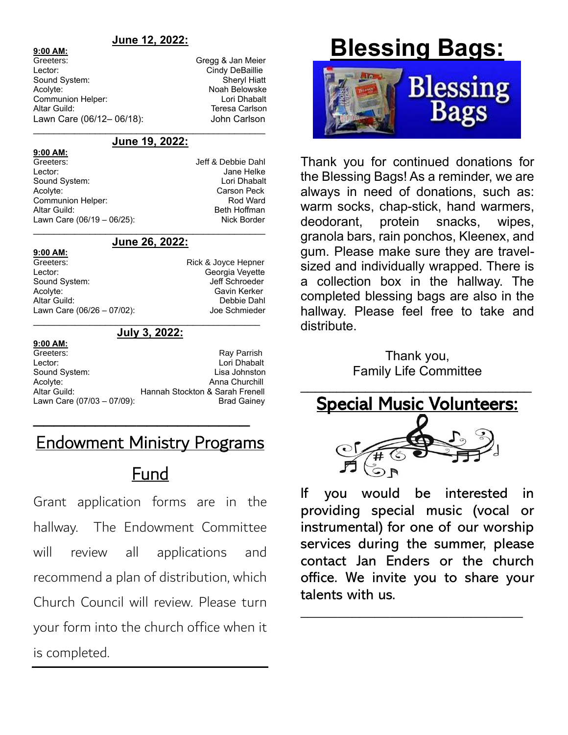## June 12, 2022:

**9:00 AM:**

| | |
|---|---|
| Greeters: | Gregg & Jan Meier |
| Lector: | Cindy DeBaillie |
| Sound System: | Sheryl Hiatt |
| Acolyte: | Noah Belowske |
| Communion Helper: | Lori Dhabalt |
| Altar Guild: | Teresa Carlson |
| Lawn Care (06/12– 06/18): | John Carlson |

## June 19, 2022:

**9:00 AM:**

| | |
|---|---|
| Greeters: | Jeff & Debbie Dahl |
| Lector: | Jane Helke |
| Sound System: | Lori Dhabalt |
| Acolyte: | Carson Peck |
| Communion Helper: | Rod Ward |
| Altar Guild: | Beth Hoffman |
| Lawn Care (06/19 – 06/25): | Nick Border |

## June 26, 2022:

**9:00 AM:**

| | |
|---|---|
| Greeters: | Rick & Joyce Hepner |
| Lector: | Georgia Veyette |
| Sound System: | Jeff Schroeder |
| Acolyte: | Gavin Kerker |
| Altar Guild: | Debbie Dahl |
| Lawn Care (06/26 – 07/02): | Joe Schmieder |

## July 3, 2022:

**9:00 AM:**

| | |
|---|---|
| Greeters: | Ray Parrish |
| Lector: | Lori Dhabalt |
| Sound System: | Lisa Johnston |
| Acolyte: | Anna Churchill |
| Altar Guild: | Hannah Stockton & Sarah Frenell |
| Lawn Care (07/03 – 07/09): | Brad Gainey |

## Endowment Ministry Programs Fund

Grant application forms are in the hallway. The Endowment Committee will review all applications and recommend a plan of distribution, which Church Council will review. Please turn your form into the church office when it is completed.

# Blessing Bags:

Thank you for continued donations for the Blessing Bags! As a reminder, we are always in need of donations, such as: warm socks, chap-stick, hand warmers, deodorant, protein snacks, wipes, granola bars, rain ponchos, Kleenex, and gum. Please make sure they are travel-sized and individually wrapped. There is a collection box in the hallway. The completed blessing bags are also in the hallway. Please feel free to take and distribute.

Thank you,
Family Life Committee

## Special Music Volunteers:

If you would be interested in providing special music (vocal or instrumental) for one of our worship services during the summer, please contact Jan Enders or the church office. We invite you to share your talents with us.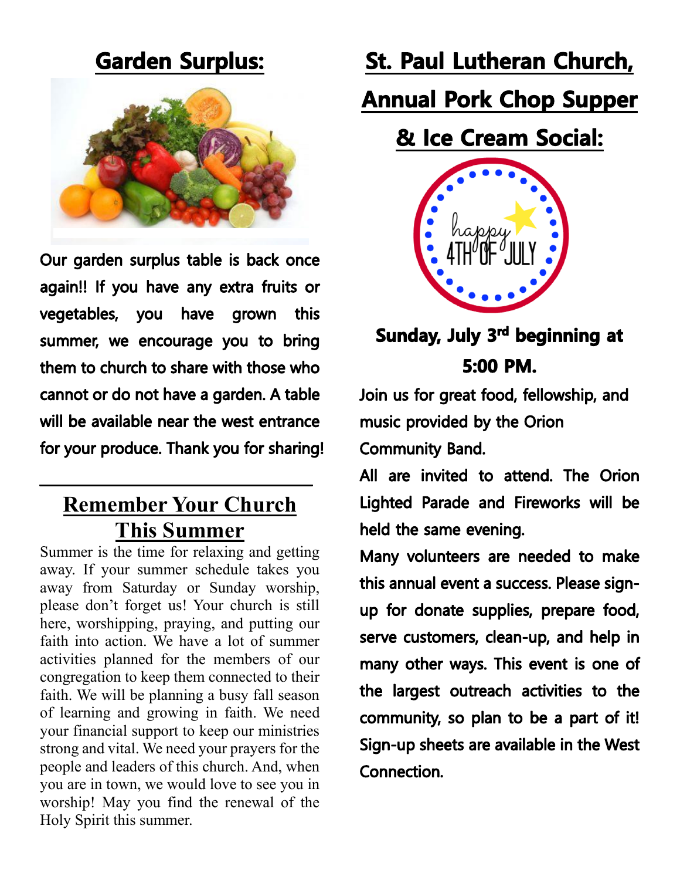## Garden Surplus:

Our garden surplus table is back once again!! If you have any extra fruits or vegetables, you have grown this summer, we encourage you to bring them to church to share with those who cannot or do not have a garden. A table will be available near the west entrance for your produce. Thank you for sharing!

---

## Remember Your Church This Summer

Summer is the time for relaxing and getting away. If your summer schedule takes you away from Saturday or Sunday worship, please don't forget us! Your church is still here, worshipping, praying, and putting our faith into action. We have a lot of summer activities planned for the members of our congregation to keep them connected to their faith. We will be planning a busy fall season of learning and growing in faith. We need your financial support to keep our ministries strong and vital. We need your prayers for the people and leaders of this church. And, when you are in town, we would love to see you in worship! May you find the renewal of the Holy Spirit this summer.

## St. Paul Lutheran Church, Annual Pork Chop Supper & Ice Cream Social:

happy 4TH OF JULY

**Sunday, July 3rd beginning at 5:00 PM.**

Join us for great food, fellowship, and music provided by the Orion Community Band.

All are invited to attend. The Orion Lighted Parade and Fireworks will be held the same evening.

Many volunteers are needed to make this annual event a success. Please sign-up for donate supplies, prepare food, serve customers, clean-up, and help in many other ways. This event is one of the largest outreach activities to the community, so plan to be a part of it! Sign-up sheets are available in the West Connection.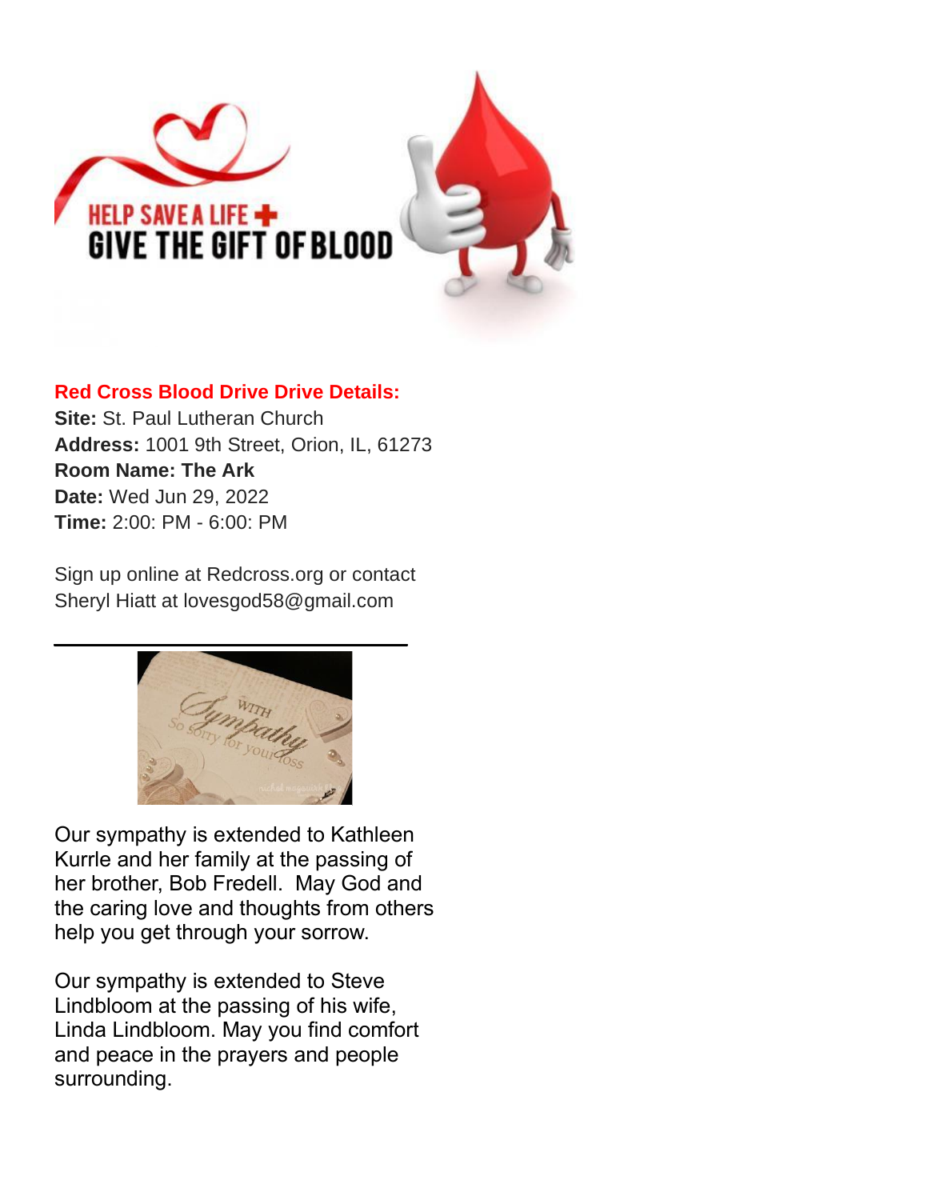**Red Cross Blood Drive Drive Details:**
**Site:** St. Paul Lutheran Church
**Address:** 1001 9th Street, Orion, IL, 61273
**Room Name: The Ark**
**Date:** Wed Jun 29, 2022
**Time:** 2:00: PM - 6:00: PM

Sign up online at Redcross.org or contact Sheryl Hiatt at lovesgod58@gmail.com

---

Our sympathy is extended to Kathleen Kurrle and her family at the passing of her brother, Bob Fredell. May God and the caring love and thoughts from others help you get through your sorrow.

Our sympathy is extended to Steve Lindbloom at the passing of his wife, Linda Lindbloom. May you find comfort and peace in the prayers and people surrounding.